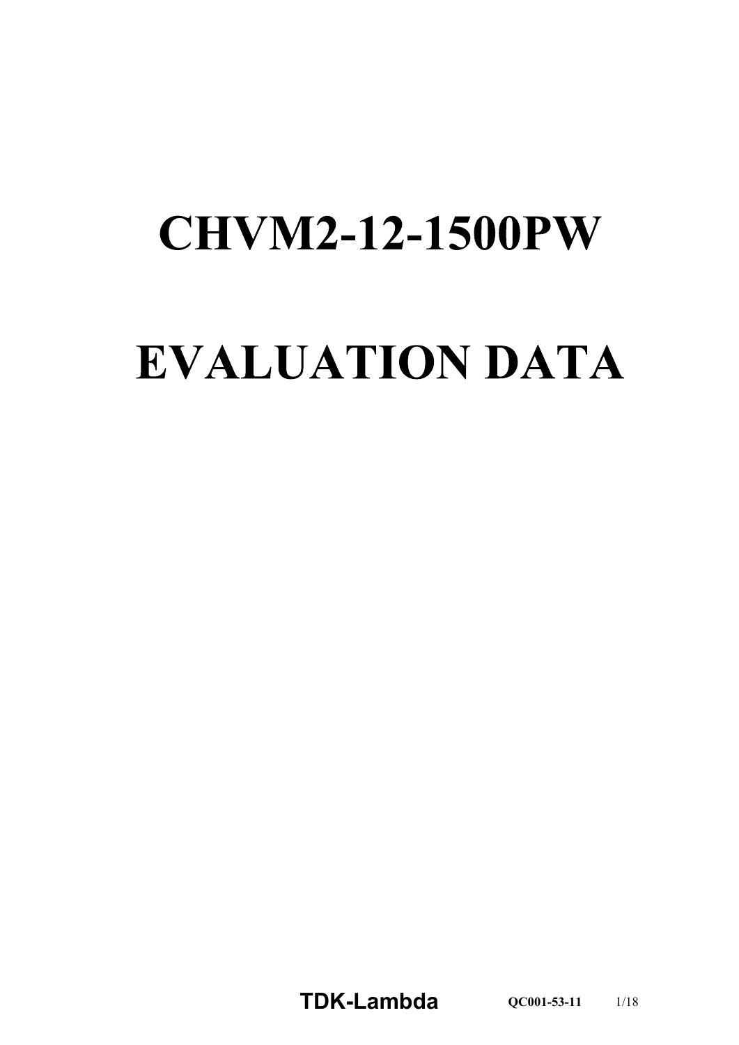# CHVM2-12-1500PW

# EVALUATION DATA

**TDK-Lambda** QC001-53-11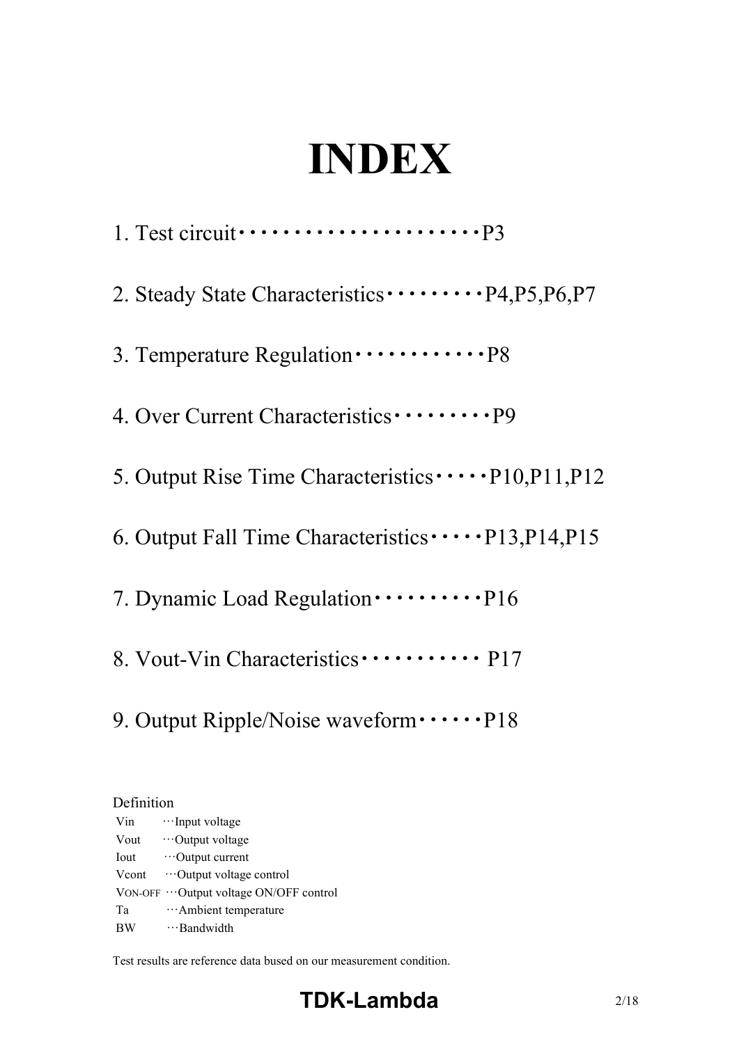# INDEX

1. Test circuit・・・・・・・・・・・・・・・・・・・・・・P3

2. Steady State Characteristics・・・・・・・・・・P4,P5,P6,P7

3. Temperature Regulation・・・・・・・・・・・・・P8

4. Over Current Characteristics・・・・・・・・・・P9

5. Output Rise Time Characteristics・・・・・P10,P11,P12

6. Output Fall Time Characteristics・・・・・P13,P14,P15

7. Dynamic Load Regulation・・・・・・・・・・・P16

8. Vout-Vin Characteristics・・・・・・・・・・・・ P17

9. Output Ripple/Noise waveform・・・・・・P18

Definition

| | |
|---|---|
| Vin | …Input voltage |
| Vout | …Output voltage |
| Iout | …Output current |
| Vcont | …Output voltage control |
| VON-OFF | …Output voltage ON/OFF control |
| Ta | …Ambient temperature |
| BW | …Bandwidth |

Test results are reference data bused on our measurement condition.

**TDK-Lambda**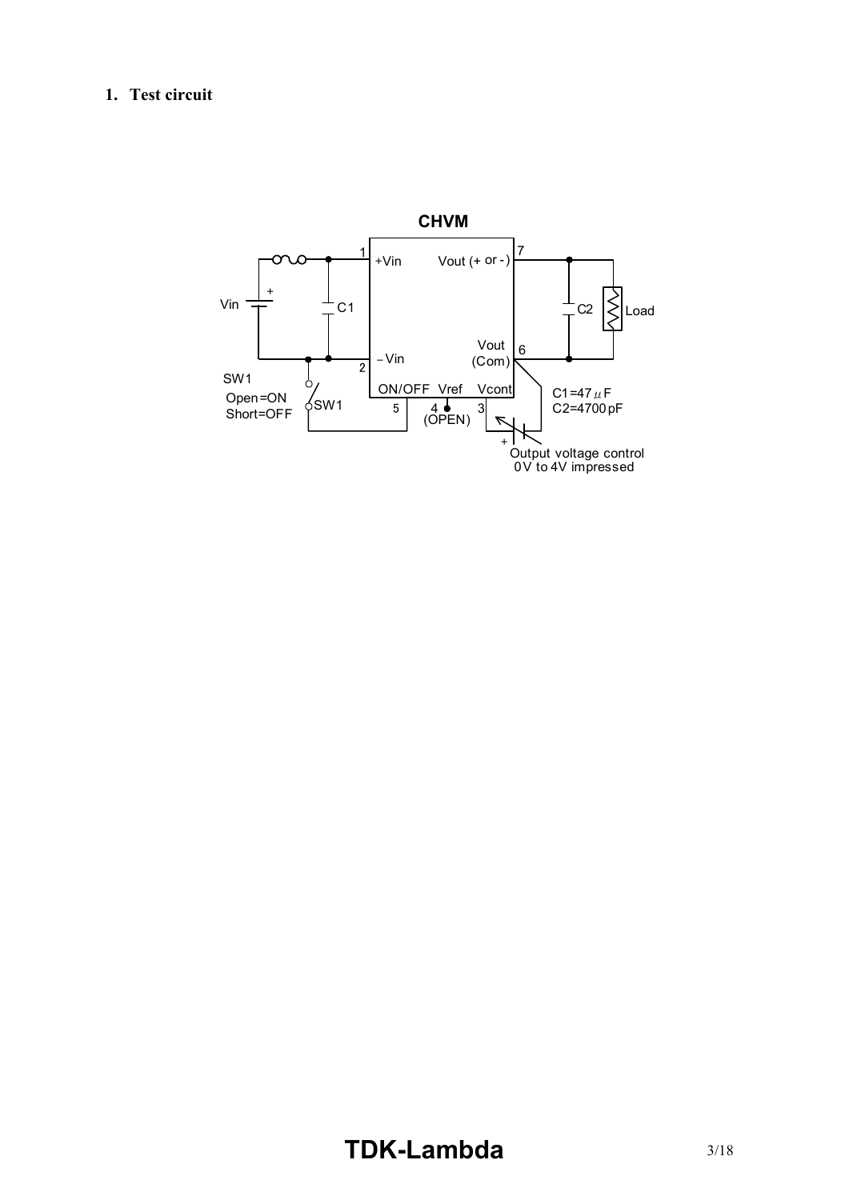## 1. Test circuit

CHVM

1 +Vin

Vout (+ or -) 7

Vin

C1

C2

Load

2 −Vin

Vout (Com) 6

SW1

Open=ON

Short=OFF

SW1

ON/OFF Vref Vcont

5 4 3

(OPEN)

C1=47 μF

C2=4700 pF

Output voltage control 0V to 4V impressed

TDK-Lambda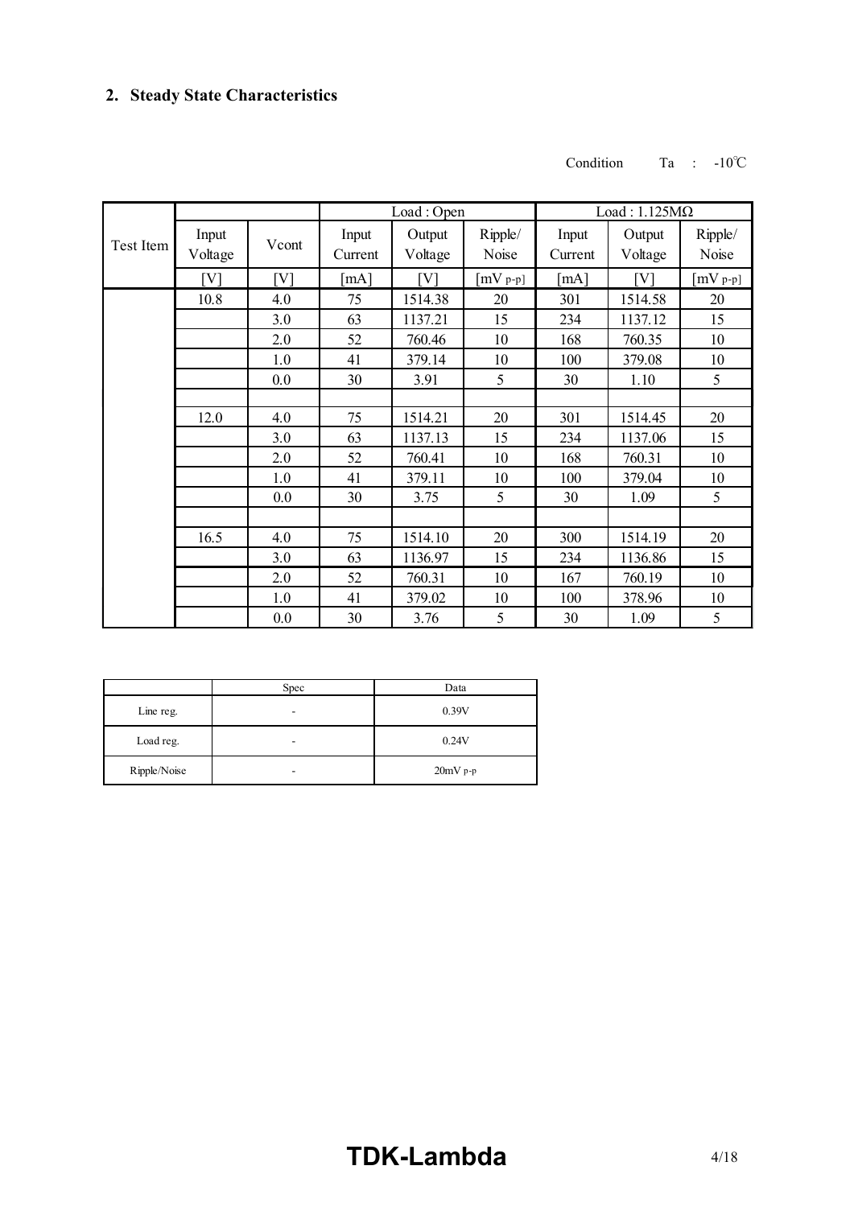## 2. Steady State Characteristics

Condition Ta : -10℃

| Test Item | | | Load : Open | | | Load : 1.125MΩ | | |
|---|---|---|---|---|---|---|---|---|
| | Input Voltage | Vcont | Input Current | Output Voltage | Ripple/ Noise | Input Current | Output Voltage | Ripple/ Noise |
| | [V] | [V] | [mA] | [V] | [mV p-p] | [mA] | [V] | [mV p-p] |
| | 10.8 | 4.0 | 75 | 1514.38 | 20 | 301 | 1514.58 | 20 |
| | | 3.0 | 63 | 1137.21 | 15 | 234 | 1137.12 | 15 |
| | | 2.0 | 52 | 760.46 | 10 | 168 | 760.35 | 10 |
| | | 1.0 | 41 | 379.14 | 10 | 100 | 379.08 | 10 |
| | | 0.0 | 30 | 3.91 | 5 | 30 | 1.10 | 5 |
| | | | | | | | | |
| | 12.0 | 4.0 | 75 | 1514.21 | 20 | 301 | 1514.45 | 20 |
| | | 3.0 | 63 | 1137.13 | 15 | 234 | 1137.06 | 15 |
| | | 2.0 | 52 | 760.41 | 10 | 168 | 760.31 | 10 |
| | | 1.0 | 41 | 379.11 | 10 | 100 | 379.04 | 10 |
| | | 0.0 | 30 | 3.75 | 5 | 30 | 1.09 | 5 |
| | | | | | | | | |
| | 16.5 | 4.0 | 75 | 1514.10 | 20 | 300 | 1514.19 | 20 |
| | | 3.0 | 63 | 1136.97 | 15 | 234 | 1136.86 | 15 |
| | | 2.0 | 52 | 760.31 | 10 | 167 | 760.19 | 10 |
| | | 1.0 | 41 | 379.02 | 10 | 100 | 378.96 | 10 |
| | | 0.0 | 30 | 3.76 | 5 | 30 | 1.09 | 5 |

| | Spec | Data |
|---|---|---|
| Line reg. | - | 0.39V |
| Load reg. | - | 0.24V |
| Ripple/Noise | - | 20mV p-p |

**TDK-Lambda**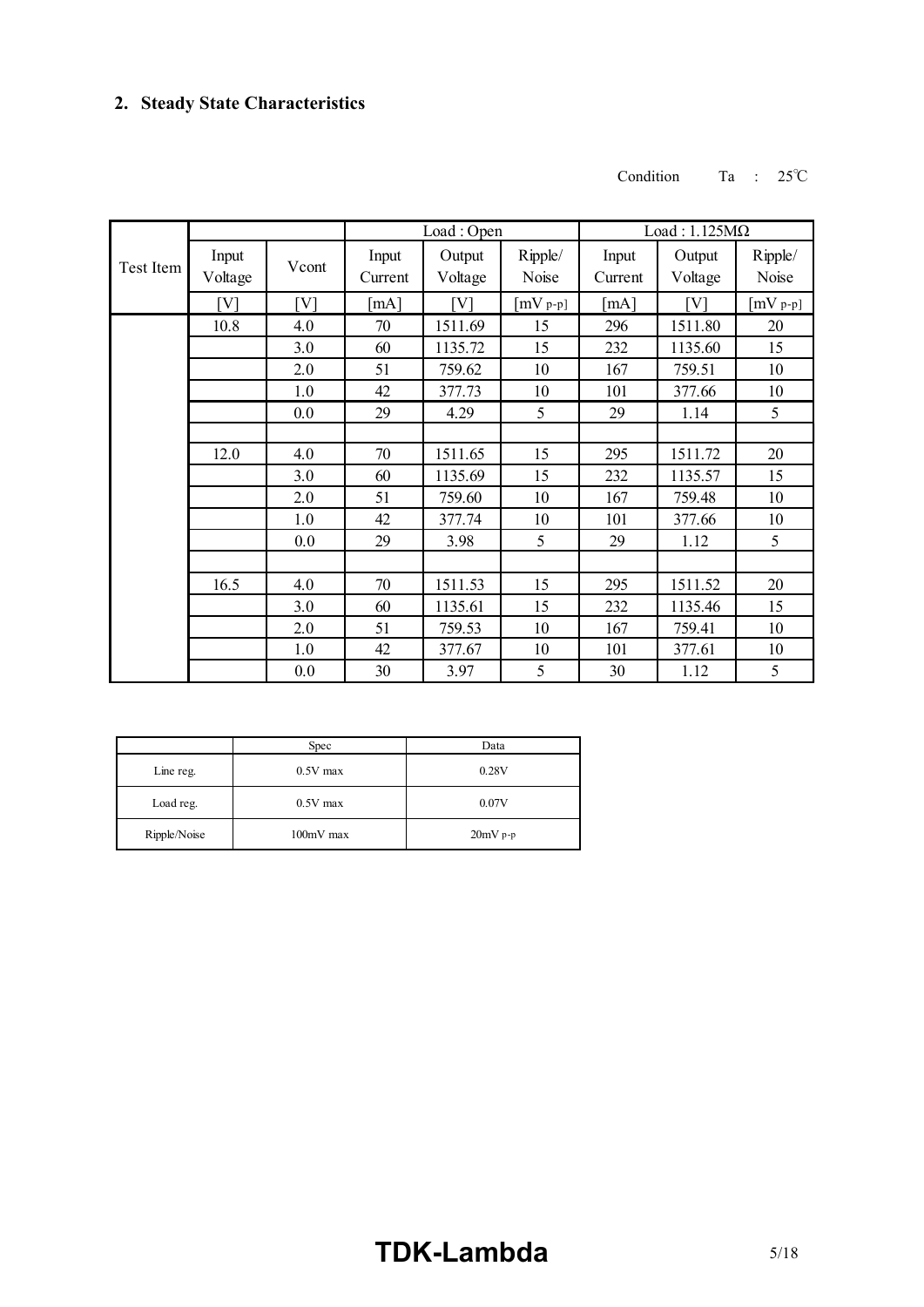## 2. Steady State Characteristics

Condition Ta : 25℃

| Test Item | | | Load : Open | | | Load : 1.125MΩ | | |
|---|---|---|---|---|---|---|---|---|
| | Input Voltage | Vcont | Input Current | Output Voltage | Ripple/ Noise | Input Current | Output Voltage | Ripple/ Noise |
| | [V] | [V] | [mA] | [V] | [mV p-p] | [mA] | [V] | [mV p-p] |
| | 10.8 | 4.0 | 70 | 1511.69 | 15 | 296 | 1511.80 | 20 |
| | | 3.0 | 60 | 1135.72 | 15 | 232 | 1135.60 | 15 |
| | | 2.0 | 51 | 759.62 | 10 | 167 | 759.51 | 10 |
| | | 1.0 | 42 | 377.73 | 10 | 101 | 377.66 | 10 |
| | | 0.0 | 29 | 4.29 | 5 | 29 | 1.14 | 5 |
| | | | | | | | | |
| | 12.0 | 4.0 | 70 | 1511.65 | 15 | 295 | 1511.72 | 20 |
| | | 3.0 | 60 | 1135.69 | 15 | 232 | 1135.57 | 15 |
| | | 2.0 | 51 | 759.60 | 10 | 167 | 759.48 | 10 |
| | | 1.0 | 42 | 377.74 | 10 | 101 | 377.66 | 10 |
| | | 0.0 | 29 | 3.98 | 5 | 29 | 1.12 | 5 |
| | | | | | | | | |
| | 16.5 | 4.0 | 70 | 1511.53 | 15 | 295 | 1511.52 | 20 |
| | | 3.0 | 60 | 1135.61 | 15 | 232 | 1135.46 | 15 |
| | | 2.0 | 51 | 759.53 | 10 | 167 | 759.41 | 10 |
| | | 1.0 | 42 | 377.67 | 10 | 101 | 377.61 | 10 |
| | | 0.0 | 30 | 3.97 | 5 | 30 | 1.12 | 5 |

| | Spec | Data |
|---|---|---|
| Line reg. | 0.5V max | 0.28V |
| Load reg. | 0.5V max | 0.07V |
| Ripple/Noise | 100mV max | 20mV p-p |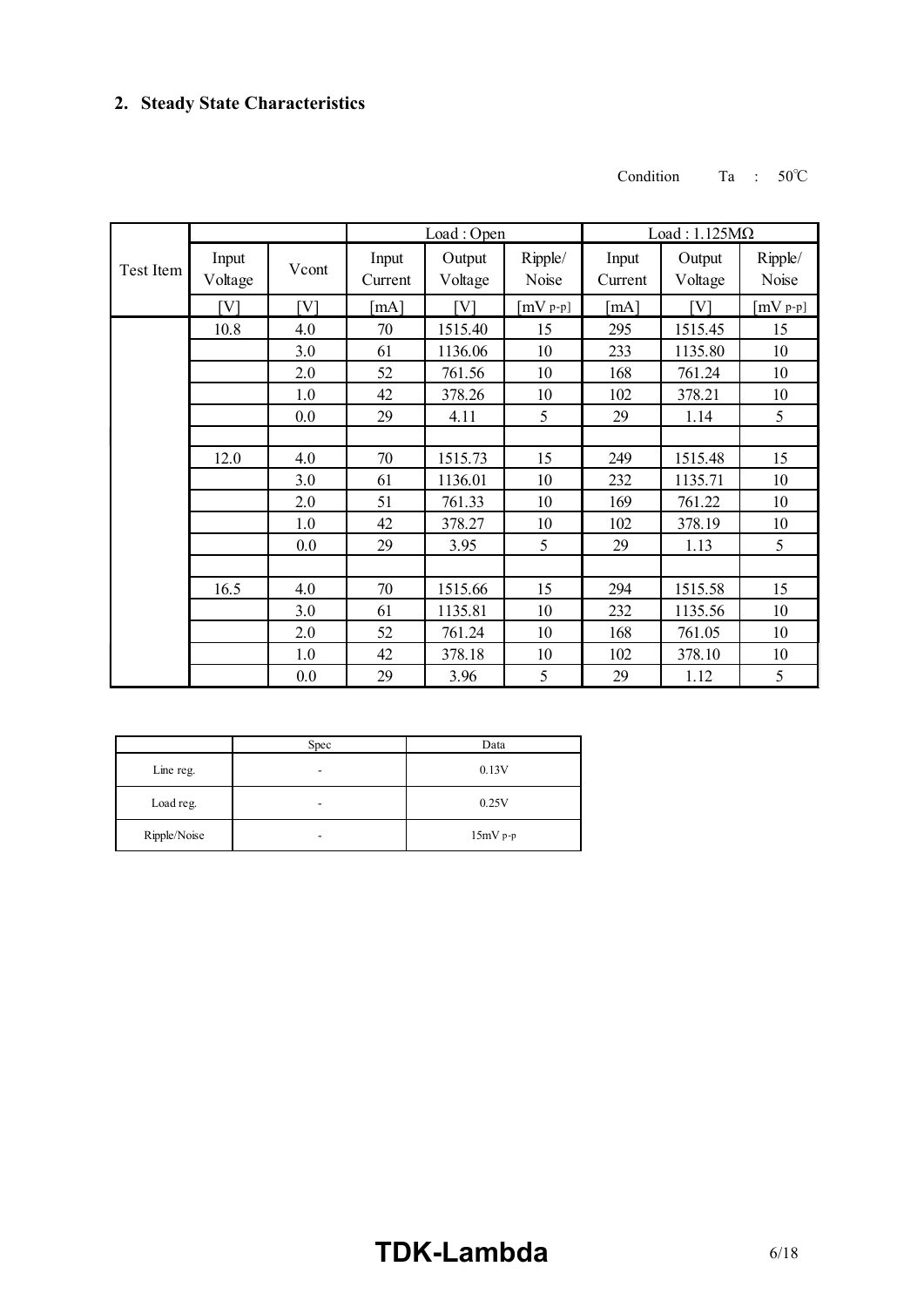## 2. Steady State Characteristics

Condition Ta : 50℃

| Test Item | Input Voltage | Vcont | Load : Open | | | Load : 1.125MΩ | | |
|---|---|---|---|---|---|---|---|---|
| | | | Input Current | Output Voltage | Ripple/ Noise | Input Current | Output Voltage | Ripple/ Noise |
| | [V] | [V] | [mA] | [V] | [mV p-p] | [mA] | [V] | [mV p-p] |
| | 10.8 | 4.0 | 70 | 1515.40 | 15 | 295 | 1515.45 | 15 |
| | | 3.0 | 61 | 1136.06 | 10 | 233 | 1135.80 | 10 |
| | | 2.0 | 52 | 761.56 | 10 | 168 | 761.24 | 10 |
| | | 1.0 | 42 | 378.26 | 10 | 102 | 378.21 | 10 |
| | | 0.0 | 29 | 4.11 | 5 | 29 | 1.14 | 5 |
| | | | | | | | | |
| | 12.0 | 4.0 | 70 | 1515.73 | 15 | 249 | 1515.48 | 15 |
| | | 3.0 | 61 | 1136.01 | 10 | 232 | 1135.71 | 10 |
| | | 2.0 | 51 | 761.33 | 10 | 169 | 761.22 | 10 |
| | | 1.0 | 42 | 378.27 | 10 | 102 | 378.19 | 10 |
| | | 0.0 | 29 | 3.95 | 5 | 29 | 1.13 | 5 |
| | | | | | | | | |
| | 16.5 | 4.0 | 70 | 1515.66 | 15 | 294 | 1515.58 | 15 |
| | | 3.0 | 61 | 1135.81 | 10 | 232 | 1135.56 | 10 |
| | | 2.0 | 52 | 761.24 | 10 | 168 | 761.05 | 10 |
| | | 1.0 | 42 | 378.18 | 10 | 102 | 378.10 | 10 |
| | | 0.0 | 29 | 3.96 | 5 | 29 | 1.12 | 5 |

| | Spec | Data |
|---|---|---|
| Line reg. | - | 0.13V |
| Load reg. | - | 0.25V |
| Ripple/Noise | - | 15mV p-p |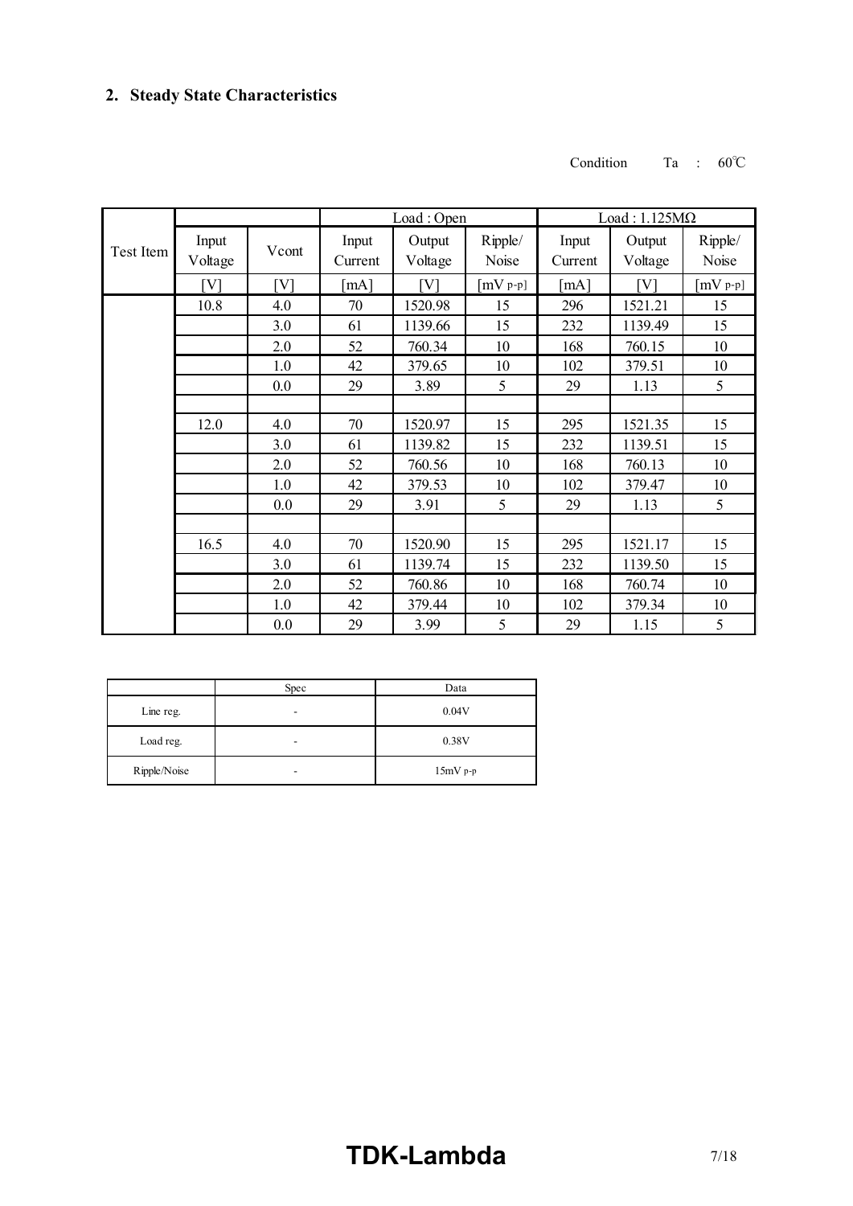## 2. Steady State Characteristics

Condition Ta : 60℃

| Test Item | Input Voltage | Vcont | Load : Open | | | Load : 1.125MΩ | | |
|---|---|---|---|---|---|---|---|---|
| | | | Input Current | Output Voltage | Ripple/ Noise | Input Current | Output Voltage | Ripple/ Noise |
| | [V] | [V] | [mA] | [V] | [mV p-p] | [mA] | [V] | [mV p-p] |
| | 10.8 | 4.0 | 70 | 1520.98 | 15 | 296 | 1521.21 | 15 |
| | | 3.0 | 61 | 1139.66 | 15 | 232 | 1139.49 | 15 |
| | | 2.0 | 52 | 760.34 | 10 | 168 | 760.15 | 10 |
| | | 1.0 | 42 | 379.65 | 10 | 102 | 379.51 | 10 |
| | | 0.0 | 29 | 3.89 | 5 | 29 | 1.13 | 5 |
| | | | | | | | | |
| | 12.0 | 4.0 | 70 | 1520.97 | 15 | 295 | 1521.35 | 15 |
| | | 3.0 | 61 | 1139.82 | 15 | 232 | 1139.51 | 15 |
| | | 2.0 | 52 | 760.56 | 10 | 168 | 760.13 | 10 |
| | | 1.0 | 42 | 379.53 | 10 | 102 | 379.47 | 10 |
| | | 0.0 | 29 | 3.91 | 5 | 29 | 1.13 | 5 |
| | | | | | | | | |
| | 16.5 | 4.0 | 70 | 1520.90 | 15 | 295 | 1521.17 | 15 |
| | | 3.0 | 61 | 1139.74 | 15 | 232 | 1139.50 | 15 |
| | | 2.0 | 52 | 760.86 | 10 | 168 | 760.74 | 10 |
| | | 1.0 | 42 | 379.44 | 10 | 102 | 379.34 | 10 |
| | | 0.0 | 29 | 3.99 | 5 | 29 | 1.15 | 5 |

| | Spec | Data |
|---|---|---|
| Line reg. | - | 0.04V |
| Load reg. | - | 0.38V |
| Ripple/Noise | - | 15mV p-p |

**TDK-Lambda**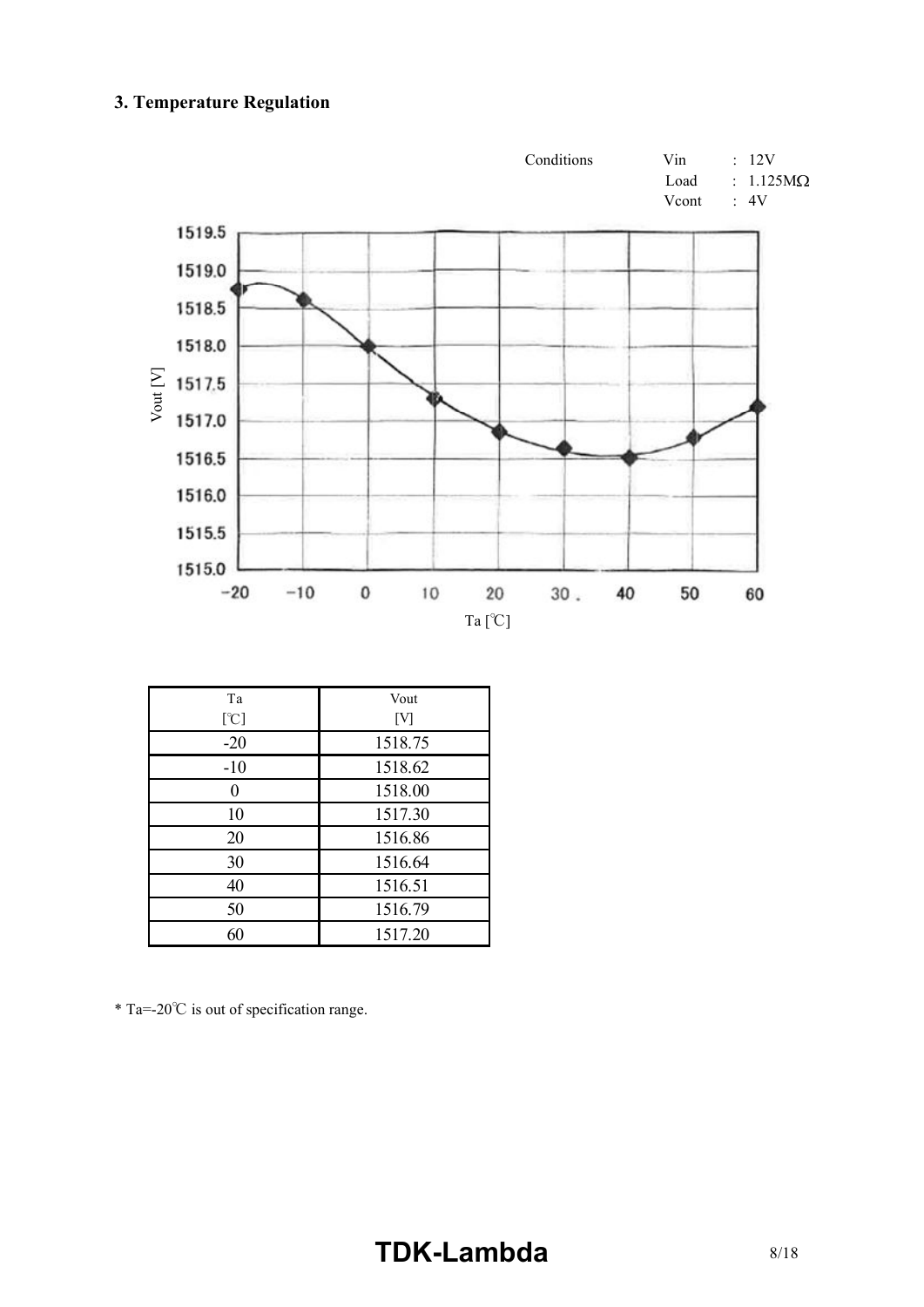### 3. Temperature Regulation

Conditions
Vin : 12V
Load : 1.125MΩ
Vcont : 4V

| Ta [℃] | Vout [V] |
|---|---|
| -20 | 1518.75 |
| -10 | 1518.62 |
| 0 | 1518.00 |
| 10 | 1517.30 |
| 20 | 1516.86 |
| 30 | 1516.64 |
| 40 | 1516.51 |
| 50 | 1516.79 |
| 60 | 1517.20 |

* Ta=-20℃ is out of specification range.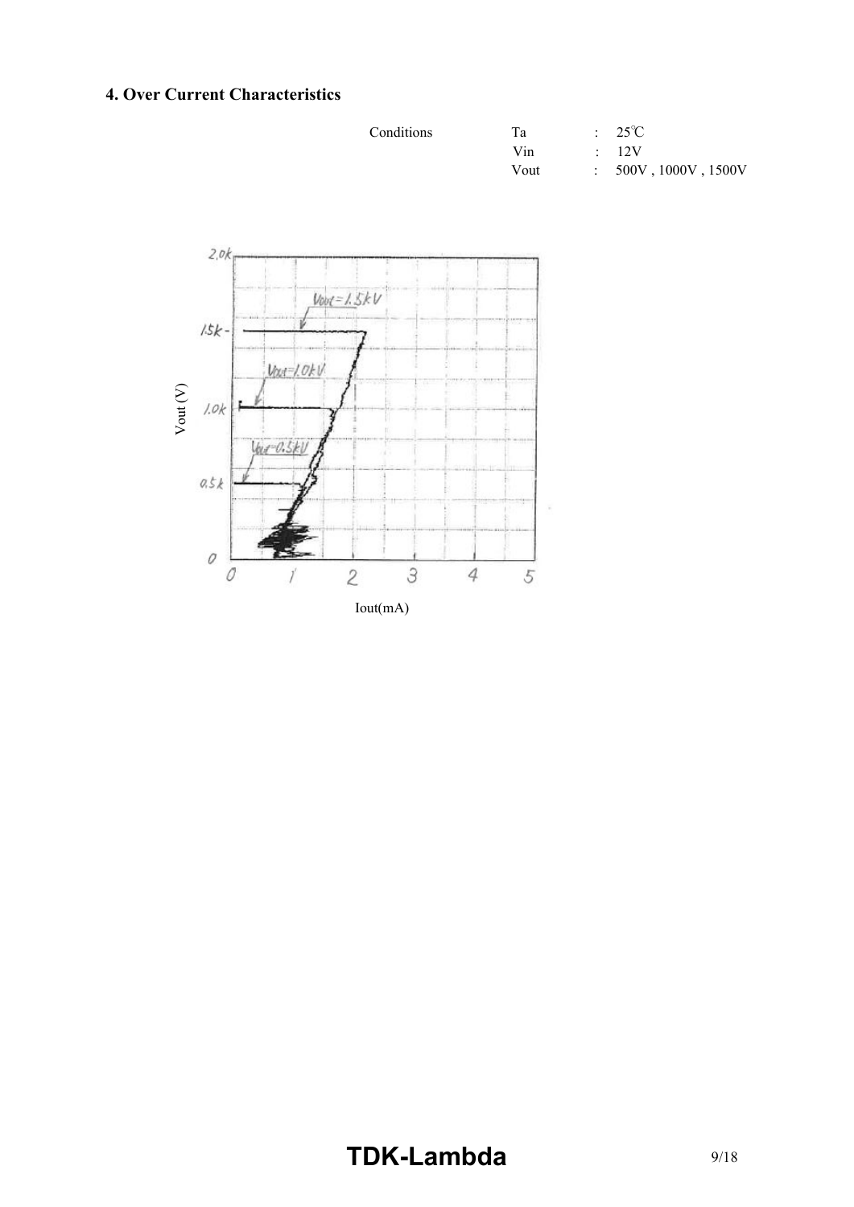## 4. Over Current Characteristics

| Conditions | Ta | : | 25℃ |
|---|---|---|---|
| | Vin | : | 12V |
| | Vout | : | 500V , 1000V , 1500V |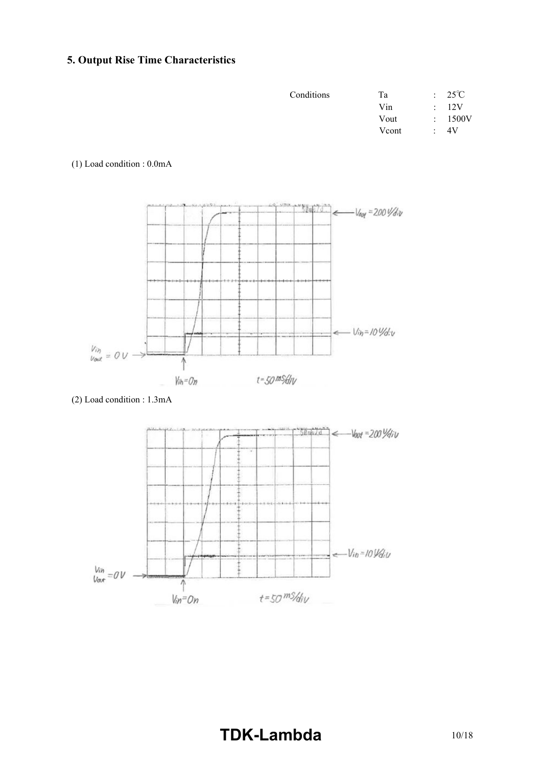## 5. Output Rise Time Characteristics

| Conditions | Ta | : | 25℃ |
|---|---|---|---|
| | Vin | : | 12V |
| | Vout | : | 1500V |
| | Vcont | : | 4V |

(1) Load condition : 0.0mA

(2) Load condition : 1.3mA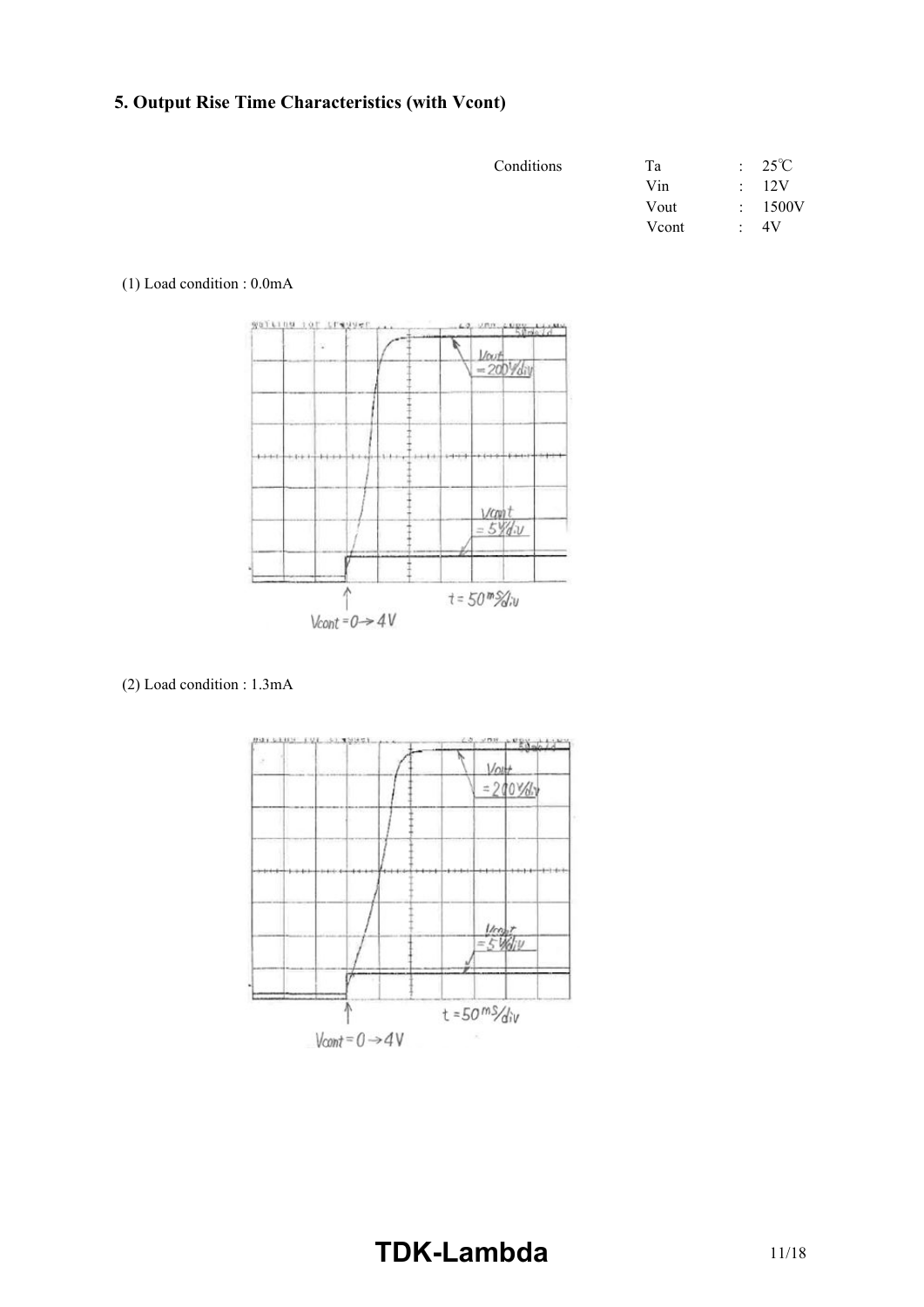## 5. Output Rise Time Characteristics (with Vcont)

| Conditions | | | |
|---|---|---|---|
| | Ta | : | 25℃ |
| | Vin | : | 12V |
| | Vout | : | 1500V |
| | Vcont | : | 4V |

(1) Load condition : 0.0mA

Vout = 200V/div

Vcont = 5V/div

t = 50ms/div

Vcont = 0→4V

(2) Load condition : 1.3mA

Vout = 200V/div

Vcont = 5V/div

t = 50ms/div

Vcont = 0→4V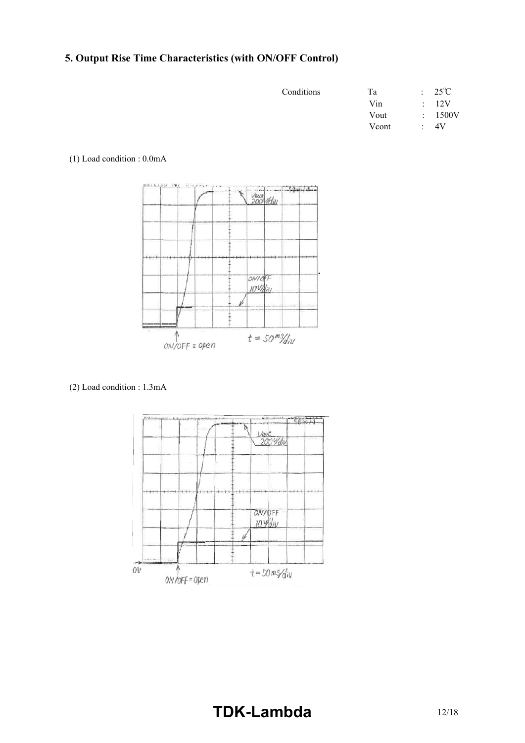## 5. Output Rise Time Characteristics (with ON/OFF Control)

| Conditions | | | |
|---|---|---|---|
| | Ta | : | 25℃ |
| | Vin | : | 12V |
| | Vout | : | 1500V |
| | Vcont | : | 4V |

(1) Load condition : 0.0mA

(2) Load condition : 1.3mA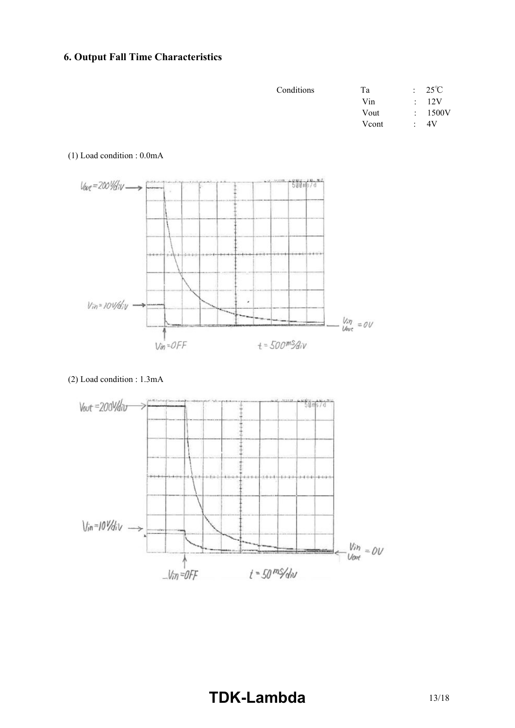## 6. Output Fall Time Characteristics

| Conditions | | | |
|---|---|---|---|
| | Ta | : | 25℃ |
| | Vin | : | 12V |
| | Vout | : | 1500V |
| | Vcont | : | 4V |

(1) Load condition : 0.0mA

(2) Load condition : 1.3mA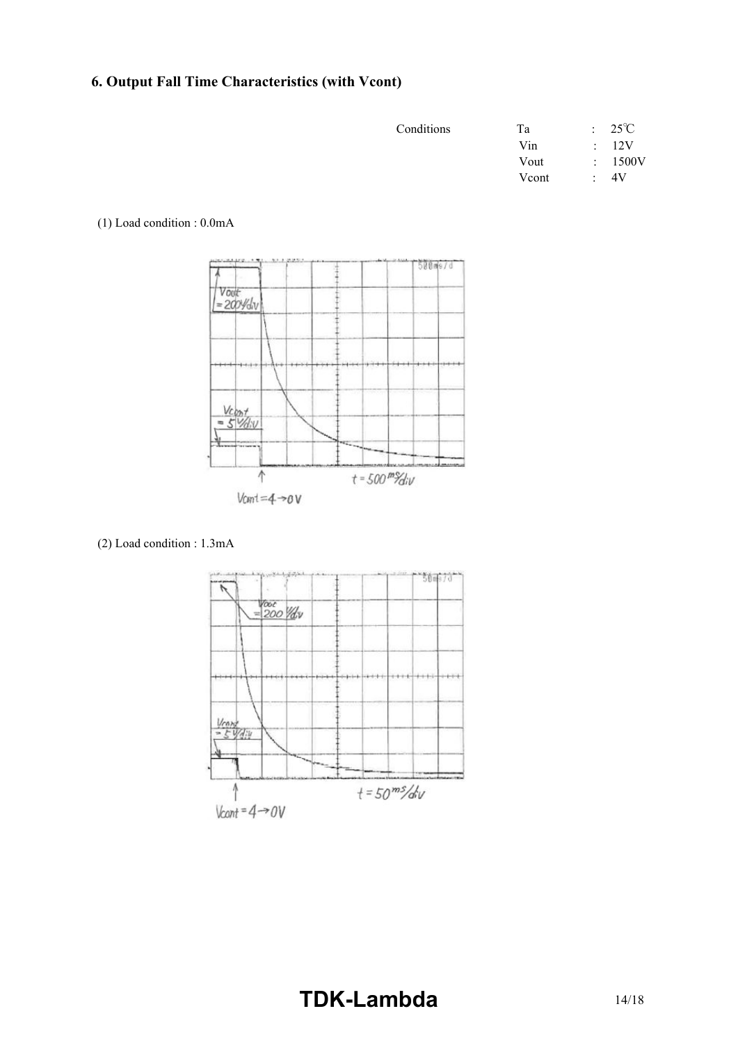## 6. Output Fall Time Characteristics (with Vcont)

| Conditions | | | |
|---|---|---|---|
| | Ta | : | 25℃ |
| | Vin | : | 12V |
| | Vout | : | 1500V |
| | Vcont | : | 4V |

(1) Load condition : 0.0mA

(2) Load condition : 1.3mA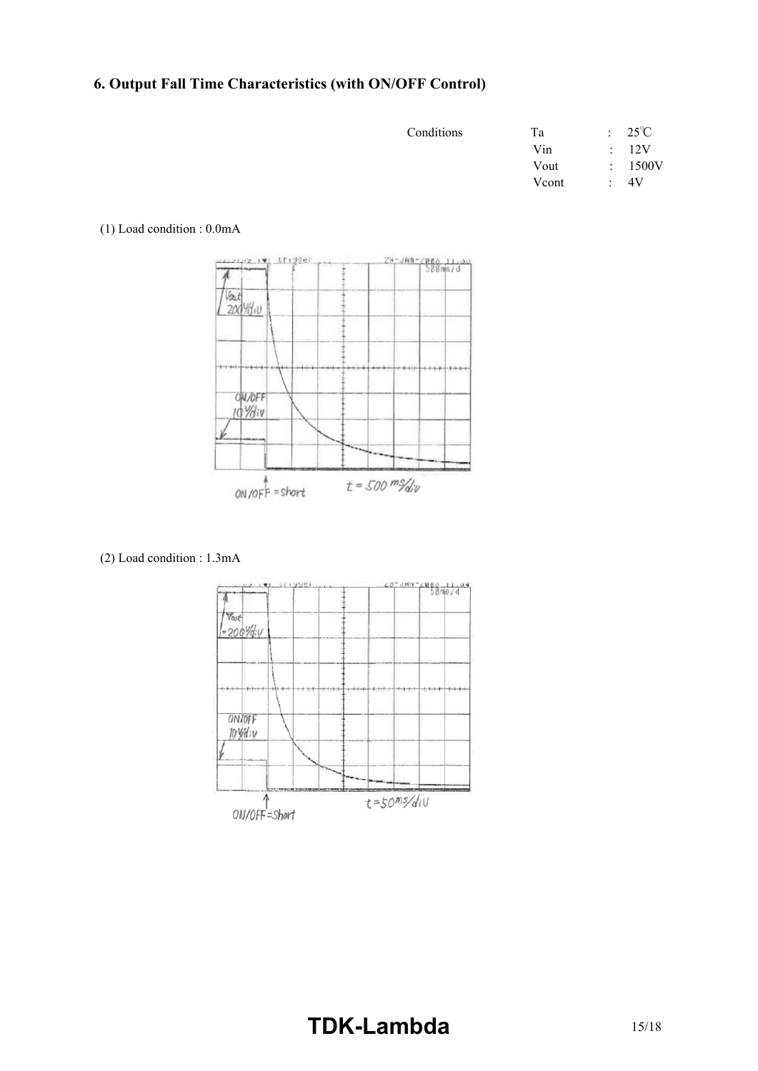## 6. Output Fall Time Characteristics (with ON/OFF Control)

| Conditions | | | |
|---|---|---|---|
| | Ta | : | 25℃ |
| | Vin | : | 12V |
| | Vout | : | 1500V |
| | Vcont | : | 4V |

(1) Load condition : 0.0mA

(2) Load condition : 1.3mA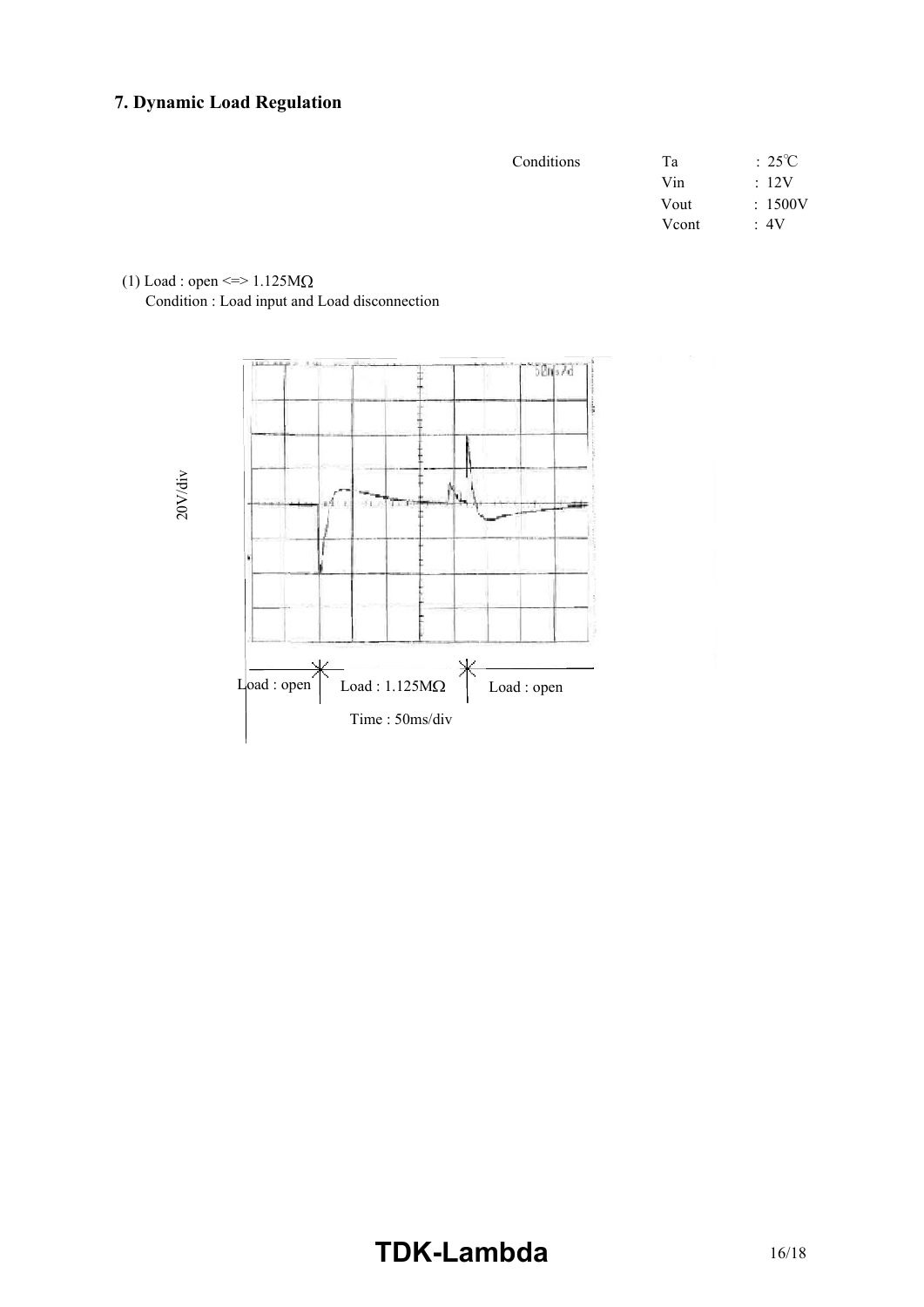# 7. Dynamic Load Regulation

| Conditions | | |
|---|---|---|
| | Ta | : 25℃ |
| | Vin | : 12V |
| | Vout | : 1500V |
| | Vcont | : 4V |

(1) Load : open <=> 1.125MΩ

Condition : Load input and Load disconnection

20V/div

Load : open | Load : 1.125MΩ | Load : open

Time : 50ms/div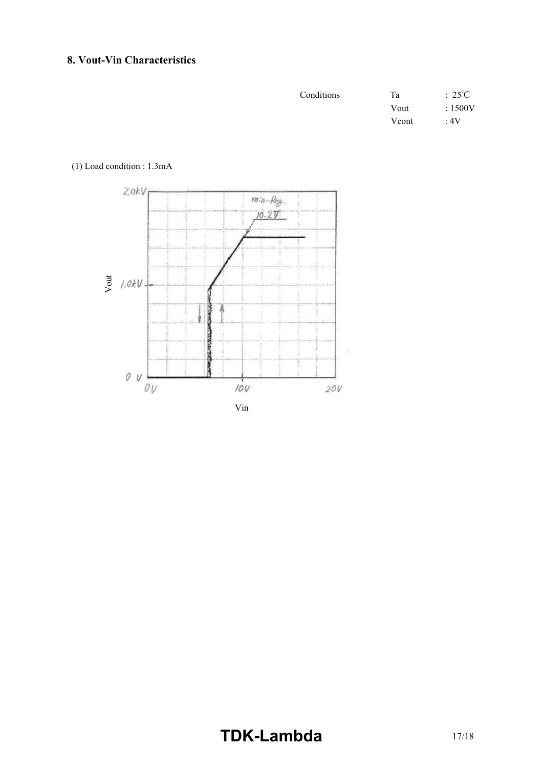## 8. Vout-Vin Characteristics

| Conditions | Ta | : 25℃ |
|---|---|---|
| | Vout | : 1500V |
| | Vcont | : 4V |

(1) Load condition : 1.3mA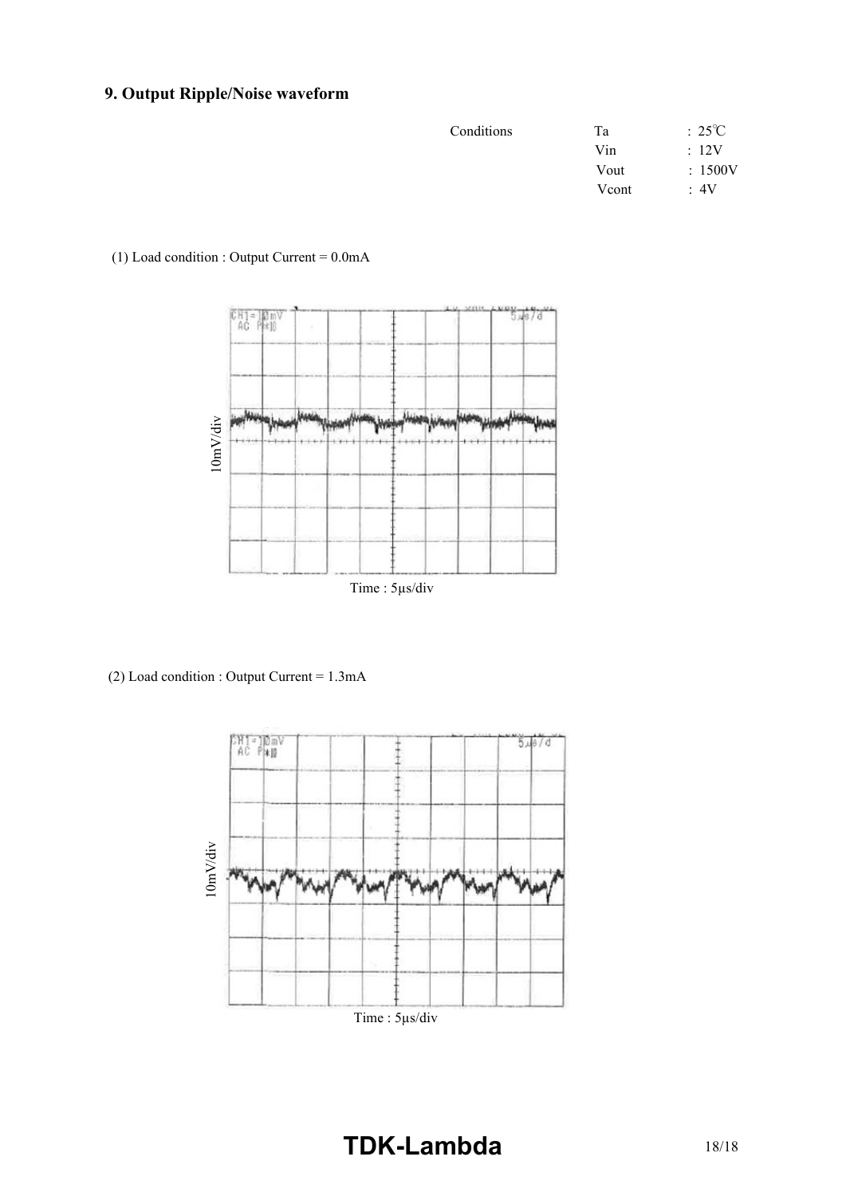## 9. Output Ripple/Noise waveform

| | | |
|---|---|---|
| Conditions | Ta | : 25℃ |
| | Vin | : 12V |
| | Vout | : 1500V |
| | Vcont | : 4V |

(1) Load condition : Output Current = 0.0mA

CH1 = 10mV
AC P*10
5μs/d

10mV/div

Time : 5μs/div

(2) Load condition : Output Current = 1.3mA

CH1 = 10mV
AC P*10
5μs/d

10mV/div

Time : 5μs/div

**TDK-Lambda**